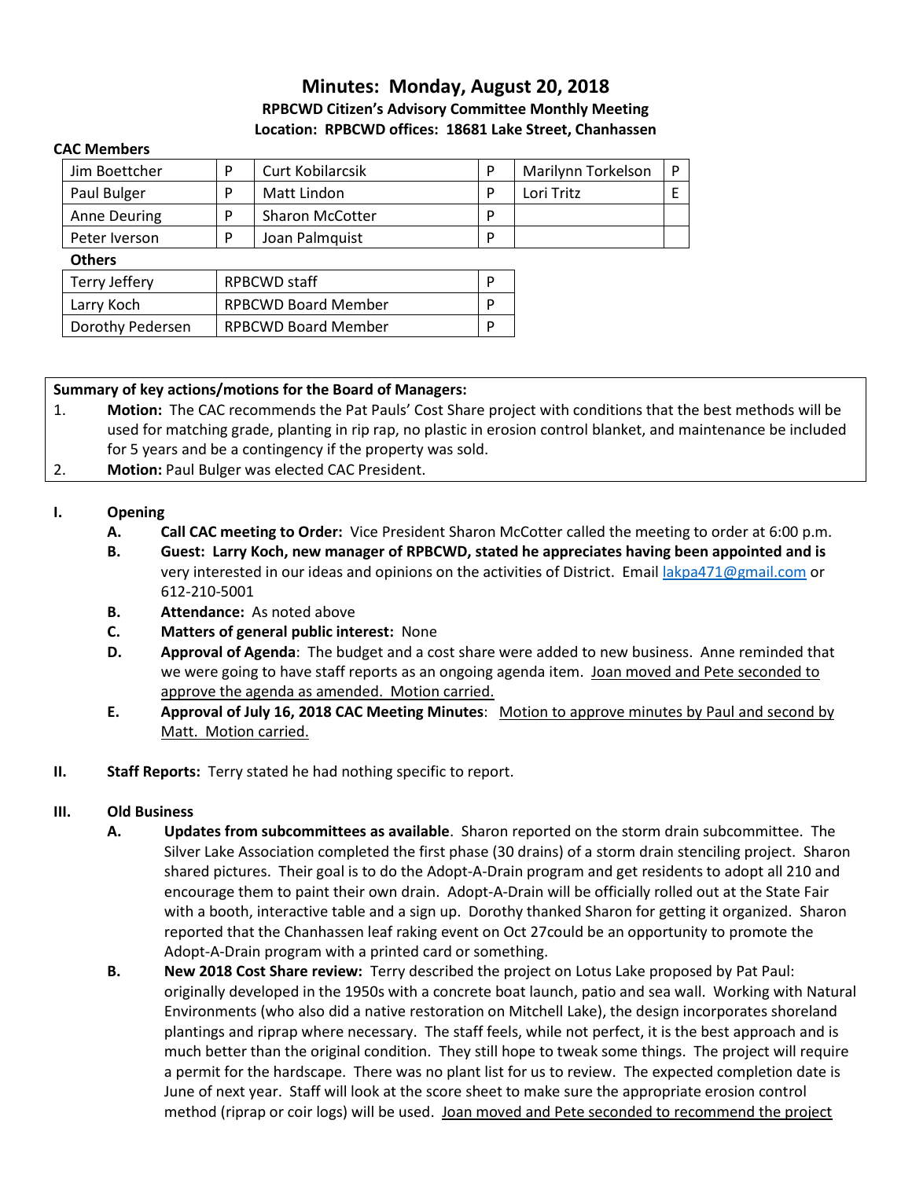# Minutes: Monday, August 20, 2018

**RPBCWD Citizen's Advisory Committee Monthly Meeting**
**Location: RPBCWD offices: 18681 Lake Street, Chanhassen**

**CAC Members**

| | | | | | |
|---|---|---|---|---|---|
| Jim Boettcher | P | Curt Kobilarcsik | P | Marilynn Torkelson | P |
| Paul Bulger | P | Matt Lindon | P | Lori Tritz | E |
| Anne Deuring | P | Sharon McCotter | P | | |
| Peter Iverson | P | Joan Palmquist | P | | |

**Others**

| | | |
|---|---|---|
| Terry Jeffery | RPBCWD staff | P |
| Larry Koch | RPBCWD Board Member | P |
| Dorothy Pedersen | RPBCWD Board Member | P |

**Summary of key actions/motions for the Board of Managers:**

1. **Motion:** The CAC recommends the Pat Pauls' Cost Share project with conditions that the best methods will be used for matching grade, planting in rip rap, no plastic in erosion control blanket, and maintenance be included for 5 years and be a contingency if the property was sold.
2. **Motion:** Paul Bulger was elected CAC President.

**I. Opening**

- **A. Call CAC meeting to Order:** Vice President Sharon McCotter called the meeting to order at 6:00 p.m.
- **B. Guest: Larry Koch, new manager of RPBCWD, stated he appreciates having been appointed and is** very interested in our ideas and opinions on the activities of District. Email lakpa471@gmail.com or 612-210-5001
- **B. Attendance:** As noted above
- **C. Matters of general public interest:** None
- **D. Approval of Agenda**: The budget and a cost share were added to new business. Anne reminded that we were going to have staff reports as an ongoing agenda item. Joan moved and Pete seconded to approve the agenda as amended. Motion carried.
- **E. Approval of July 16, 2018 CAC Meeting Minutes**: Motion to approve minutes by Paul and second by Matt. Motion carried.

**II. Staff Reports:** Terry stated he had nothing specific to report.

**III. Old Business**

- **A. Updates from subcommittees as available**. Sharon reported on the storm drain subcommittee. The Silver Lake Association completed the first phase (30 drains) of a storm drain stenciling project. Sharon shared pictures. Their goal is to do the Adopt-A-Drain program and get residents to adopt all 210 and encourage them to paint their own drain. Adopt-A-Drain will be officially rolled out at the State Fair with a booth, interactive table and a sign up. Dorothy thanked Sharon for getting it organized. Sharon reported that the Chanhassen leaf raking event on Oct 27could be an opportunity to promote the Adopt-A-Drain program with a printed card or something.
- **B. New 2018 Cost Share review:** Terry described the project on Lotus Lake proposed by Pat Paul: originally developed in the 1950s with a concrete boat launch, patio and sea wall. Working with Natural Environments (who also did a native restoration on Mitchell Lake), the design incorporates shoreland plantings and riprap where necessary. The staff feels, while not perfect, it is the best approach and is much better than the original condition. They still hope to tweak some things. The project will require a permit for the hardscape. There was no plant list for us to review. The expected completion date is June of next year. Staff will look at the score sheet to make sure the appropriate erosion control method (riprap or coir logs) will be used. Joan moved and Pete seconded to recommend the project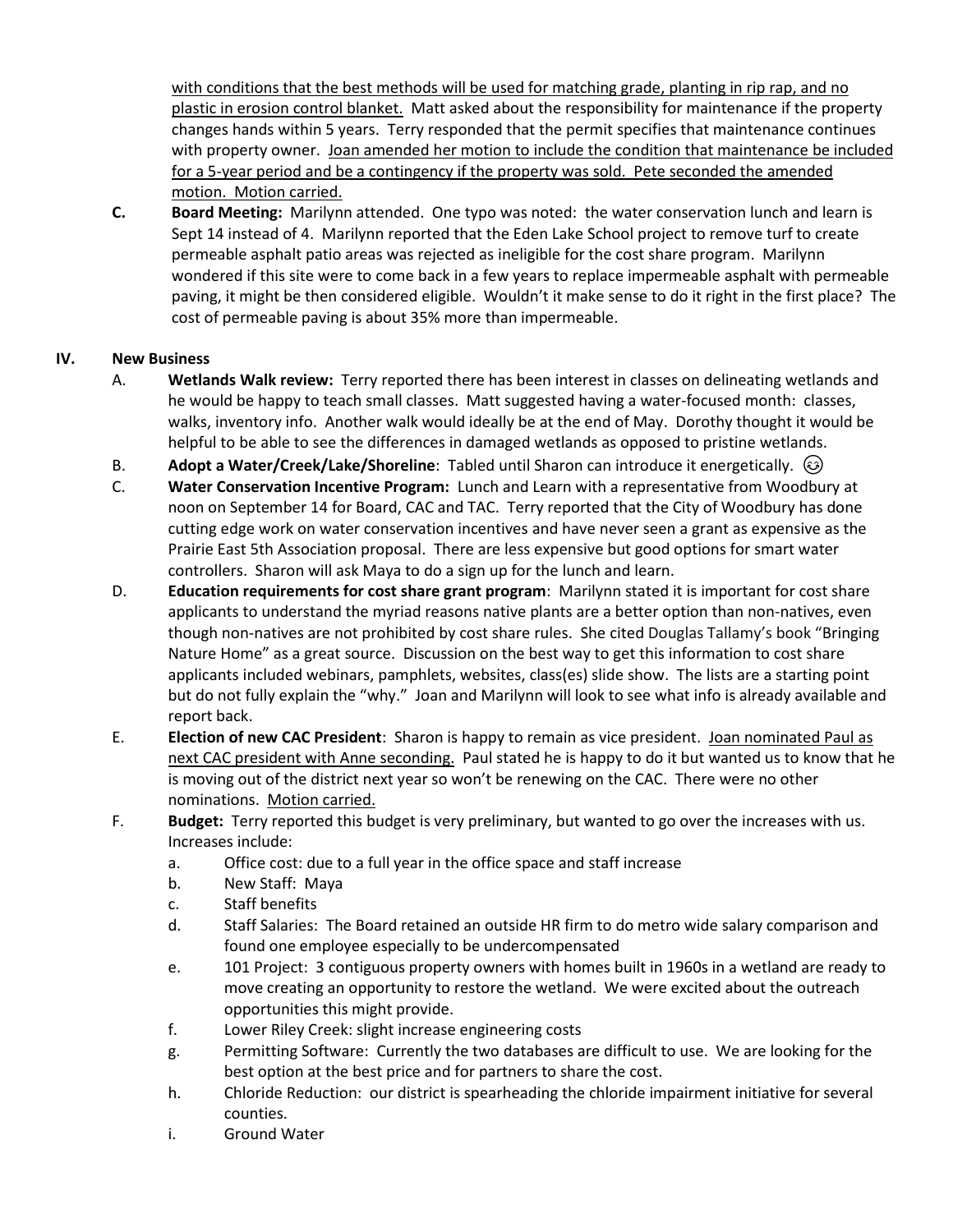with conditions that the best methods will be used for matching grade, planting in rip rap, and no plastic in erosion control blanket. Matt asked about the responsibility for maintenance if the property changes hands within 5 years. Terry responded that the permit specifies that maintenance continues with property owner. Joan amended her motion to include the condition that maintenance be included for a 5-year period and be a contingency if the property was sold. Pete seconded the amended motion. Motion carried.

**C.** **Board Meeting:** Marilynn attended. One typo was noted: the water conservation lunch and learn is Sept 14 instead of 4. Marilynn reported that the Eden Lake School project to remove turf to create permeable asphalt patio areas was rejected as ineligible for the cost share program. Marilynn wondered if this site were to come back in a few years to replace impermeable asphalt with permeable paving, it might be then considered eligible. Wouldn't it make sense to do it right in the first place? The cost of permeable paving is about 35% more than impermeable.

**IV. New Business**

A. **Wetlands Walk review:** Terry reported there has been interest in classes on delineating wetlands and he would be happy to teach small classes. Matt suggested having a water-focused month: classes, walks, inventory info. Another walk would ideally be at the end of May. Dorothy thought it would be helpful to be able to see the differences in damaged wetlands as opposed to pristine wetlands.

B. **Adopt a Water/Creek/Lake/Shoreline**: Tabled until Sharon can introduce it energetically. 😊

C. **Water Conservation Incentive Program:** Lunch and Learn with a representative from Woodbury at noon on September 14 for Board, CAC and TAC. Terry reported that the City of Woodbury has done cutting edge work on water conservation incentives and have never seen a grant as expensive as the Prairie East 5th Association proposal. There are less expensive but good options for smart water controllers. Sharon will ask Maya to do a sign up for the lunch and learn.

D. **Education requirements for cost share grant program**: Marilynn stated it is important for cost share applicants to understand the myriad reasons native plants are a better option than non-natives, even though non-natives are not prohibited by cost share rules. She cited Douglas Tallamy's book "Bringing Nature Home" as a great source. Discussion on the best way to get this information to cost share applicants included webinars, pamphlets, websites, class(es) slide show. The lists are a starting point but do not fully explain the "why." Joan and Marilynn will look to see what info is already available and report back.

E. **Election of new CAC President**: Sharon is happy to remain as vice president. Joan nominated Paul as next CAC president with Anne seconding. Paul stated he is happy to do it but wanted us to know that he is moving out of the district next year so won't be renewing on the CAC. There were no other nominations. Motion carried.

F. **Budget:** Terry reported this budget is very preliminary, but wanted to go over the increases with us. Increases include:

   a. Office cost: due to a full year in the office space and staff increase
   b. New Staff: Maya
   c. Staff benefits
   d. Staff Salaries: The Board retained an outside HR firm to do metro wide salary comparison and found one employee especially to be undercompensated
   e. 101 Project: 3 contiguous property owners with homes built in 1960s in a wetland are ready to move creating an opportunity to restore the wetland. We were excited about the outreach opportunities this might provide.
   f. Lower Riley Creek: slight increase engineering costs
   g. Permitting Software: Currently the two databases are difficult to use. We are looking for the best option at the best price and for partners to share the cost.
   h. Chloride Reduction: our district is spearheading the chloride impairment initiative for several counties.
   i. Ground Water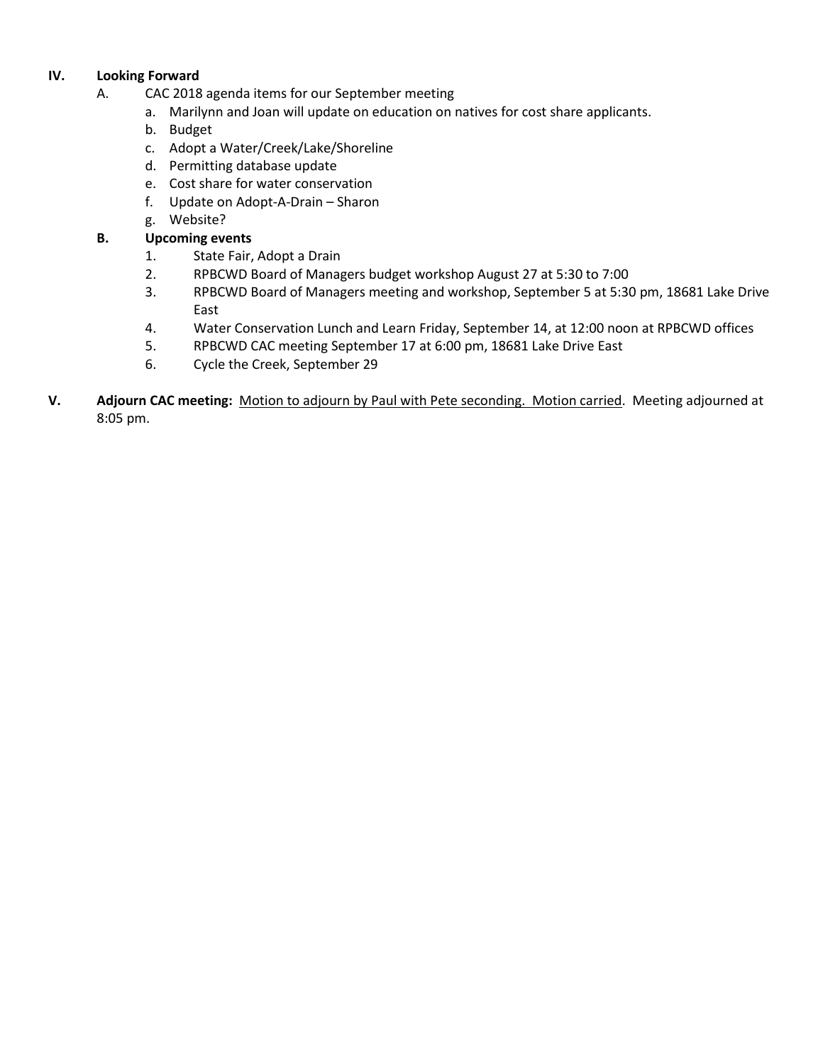**IV. Looking Forward**

A. CAC 2018 agenda items for our September meeting

a. Marilynn and Joan will update on education on natives for cost share applicants.
b. Budget
c. Adopt a Water/Creek/Lake/Shoreline
d. Permitting database update
e. Cost share for water conservation
f. Update on Adopt-A-Drain – Sharon
g. Website?

**B. Upcoming events**

1. State Fair, Adopt a Drain
2. RPBCWD Board of Managers budget workshop August 27 at 5:30 to 7:00
3. RPBCWD Board of Managers meeting and workshop, September 5 at 5:30 pm, 18681 Lake Drive East
4. Water Conservation Lunch and Learn Friday, September 14, at 12:00 noon at RPBCWD offices
5. RPBCWD CAC meeting September 17 at 6:00 pm, 18681 Lake Drive East
6. Cycle the Creek, September 29

**V. Adjourn CAC meeting:** <u>Motion to adjourn by Paul with Pete seconding. Motion carried</u>. Meeting adjourned at 8:05 pm.